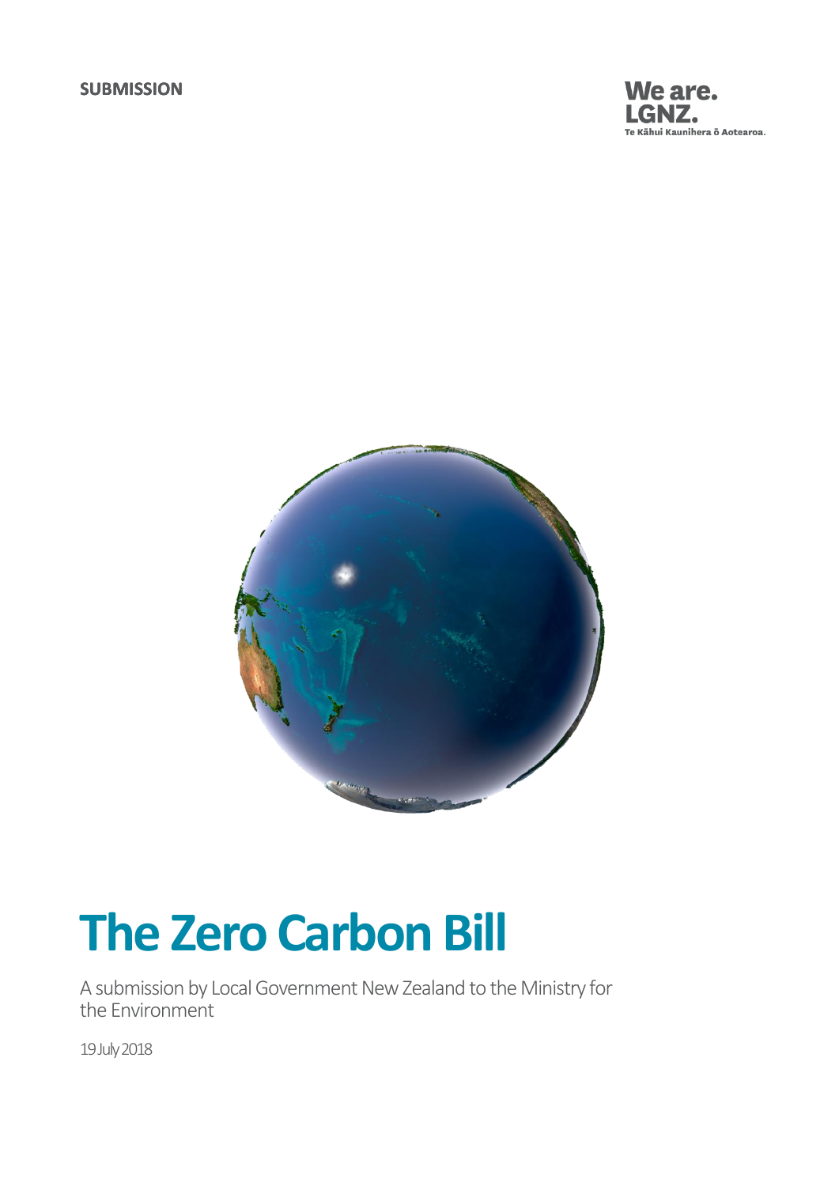SUBMISSION

We are.
LGNZ.
Te Kāhui Kaunihera ō Aotearoa.

# The Zero Carbon Bill

A submission by Local Government New Zealand to the Ministry for the Environment

19 July 2018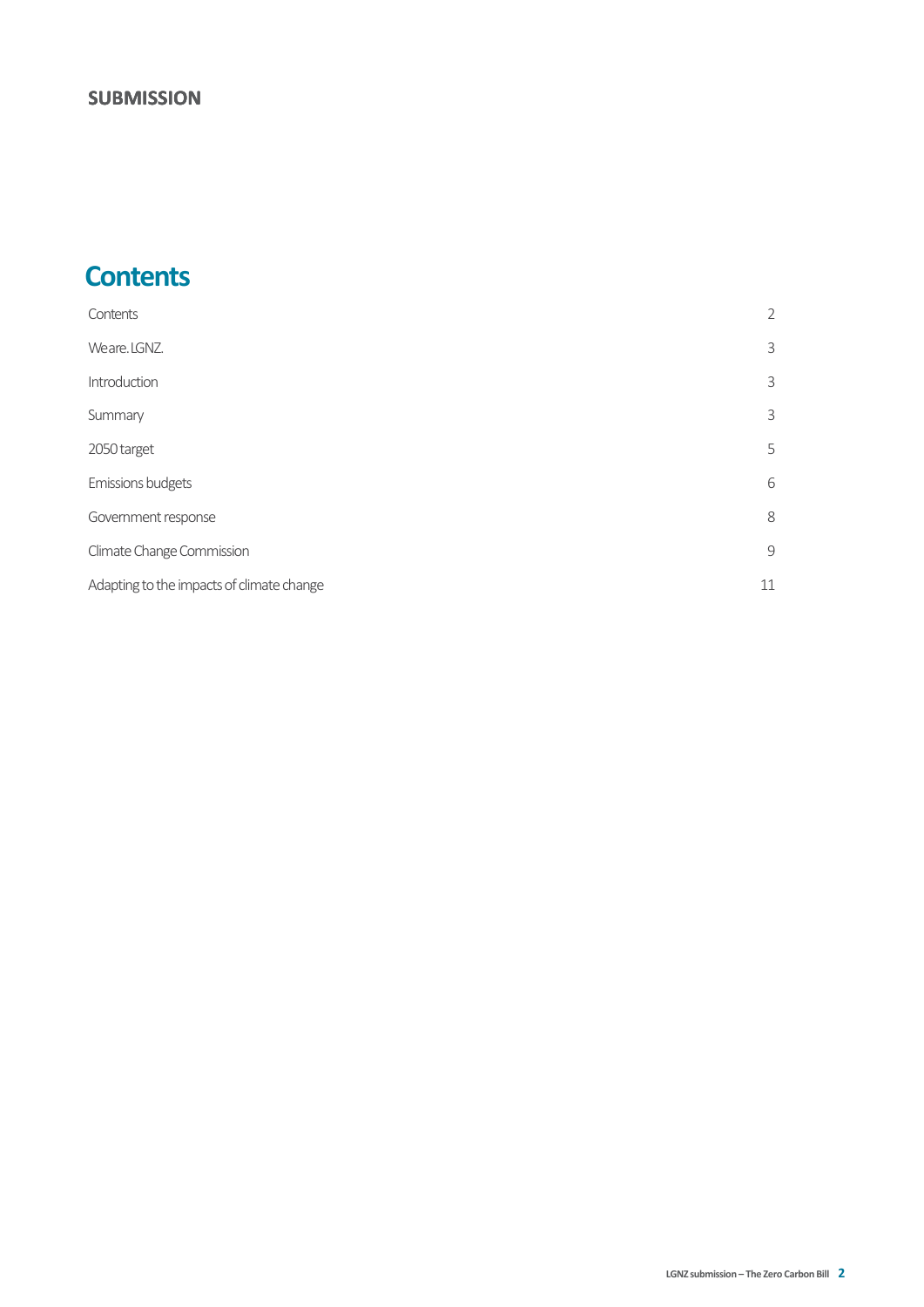**SUBMISSION**

# Contents

| | |
|---|---|
| Contents | 2 |
| Weare. LGNZ. | 3 |
| Introduction | 3 |
| Summary | 3 |
| 2050 target | 5 |
| Emissions budgets | 6 |
| Government response | 8 |
| Climate Change Commission | 9 |
| Adapting to the impacts of climate change | 11 |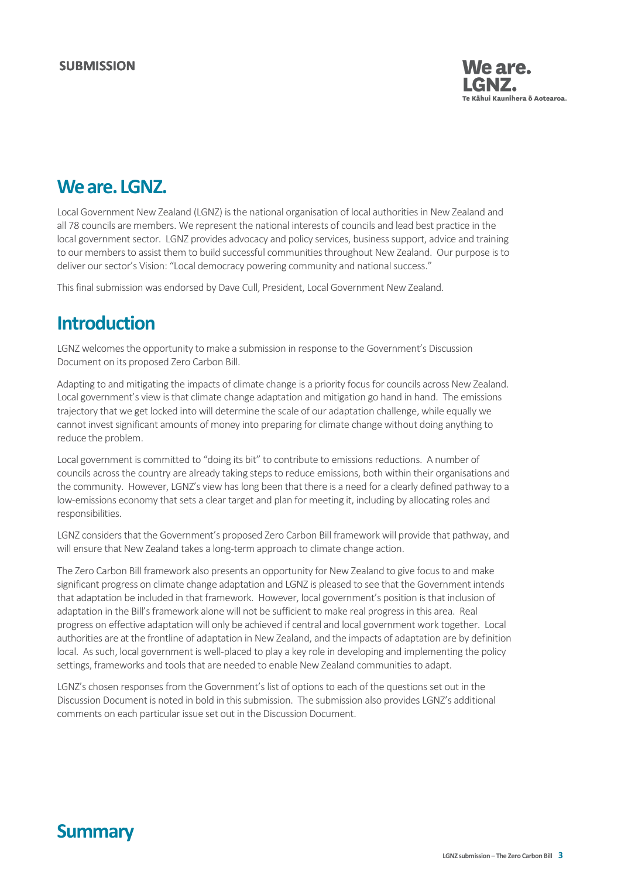# We are. LGNZ.

Local Government New Zealand (LGNZ) is the national organisation of local authorities in New Zealand and all 78 councils are members. We represent the national interests of councils and lead best practice in the local government sector. LGNZ provides advocacy and policy services, business support, advice and training to our members to assist them to build successful communities throughout New Zealand. Our purpose is to deliver our sector's Vision: "Local democracy powering community and national success."

This final submission was endorsed by Dave Cull, President, Local Government New Zealand.

# Introduction

LGNZ welcomes the opportunity to make a submission in response to the Government's Discussion Document on its proposed Zero Carbon Bill.

Adapting to and mitigating the impacts of climate change is a priority focus for councils across New Zealand. Local government's view is that climate change adaptation and mitigation go hand in hand. The emissions trajectory that we get locked into will determine the scale of our adaptation challenge, while equally we cannot invest significant amounts of money into preparing for climate change without doing anything to reduce the problem.

Local government is committed to "doing its bit" to contribute to emissions reductions. A number of councils across the country are already taking steps to reduce emissions, both within their organisations and the community. However, LGNZ's view has long been that there is a need for a clearly defined pathway to a low-emissions economy that sets a clear target and plan for meeting it, including by allocating roles and responsibilities.

LGNZ considers that the Government's proposed Zero Carbon Bill framework will provide that pathway, and will ensure that New Zealand takes a long-term approach to climate change action.

The Zero Carbon Bill framework also presents an opportunity for New Zealand to give focus to and make significant progress on climate change adaptation and LGNZ is pleased to see that the Government intends that adaptation be included in that framework. However, local government's position is that inclusion of adaptation in the Bill's framework alone will not be sufficient to make real progress in this area. Real progress on effective adaptation will only be achieved if central and local government work together. Local authorities are at the frontline of adaptation in New Zealand, and the impacts of adaptation are by definition local. As such, local government is well-placed to play a key role in developing and implementing the policy settings, frameworks and tools that are needed to enable New Zealand communities to adapt.

LGNZ's chosen responses from the Government's list of options to each of the questions set out in the Discussion Document is noted in bold in this submission. The submission also provides LGNZ's additional comments on each particular issue set out in the Discussion Document.

# Summary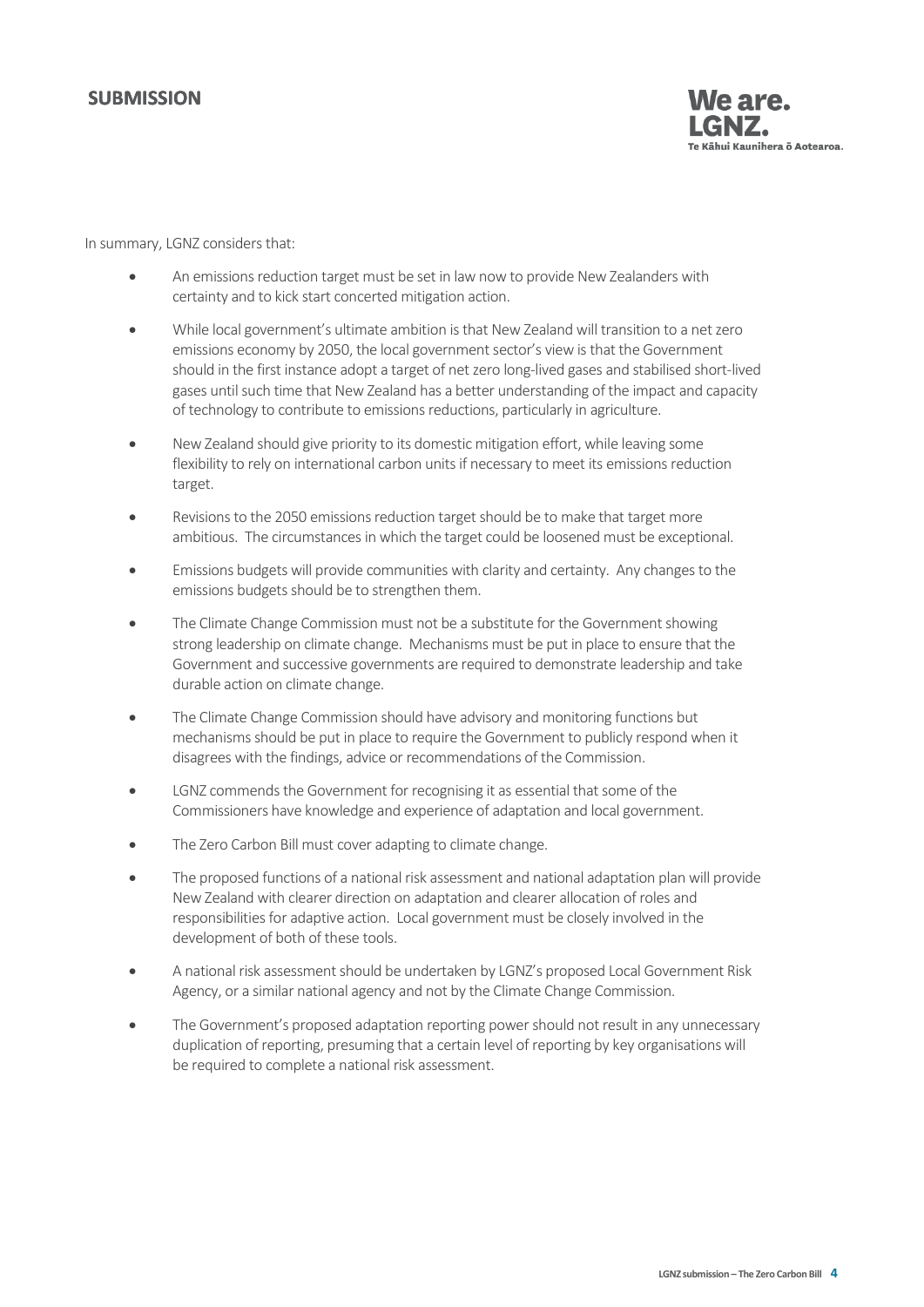In summary, LGNZ considers that:

- An emissions reduction target must be set in law now to provide New Zealanders with certainty and to kick start concerted mitigation action.
- While local government's ultimate ambition is that New Zealand will transition to a net zero emissions economy by 2050, the local government sector's view is that the Government should in the first instance adopt a target of net zero long-lived gases and stabilised short-lived gases until such time that New Zealand has a better understanding of the impact and capacity of technology to contribute to emissions reductions, particularly in agriculture.
- New Zealand should give priority to its domestic mitigation effort, while leaving some flexibility to rely on international carbon units if necessary to meet its emissions reduction target.
- Revisions to the 2050 emissions reduction target should be to make that target more ambitious. The circumstances in which the target could be loosened must be exceptional.
- Emissions budgets will provide communities with clarity and certainty. Any changes to the emissions budgets should be to strengthen them.
- The Climate Change Commission must not be a substitute for the Government showing strong leadership on climate change. Mechanisms must be put in place to ensure that the Government and successive governments are required to demonstrate leadership and take durable action on climate change.
- The Climate Change Commission should have advisory and monitoring functions but mechanisms should be put in place to require the Government to publicly respond when it disagrees with the findings, advice or recommendations of the Commission.
- LGNZ commends the Government for recognising it as essential that some of the Commissioners have knowledge and experience of adaptation and local government.
- The Zero Carbon Bill must cover adapting to climate change.
- The proposed functions of a national risk assessment and national adaptation plan will provide New Zealand with clearer direction on adaptation and clearer allocation of roles and responsibilities for adaptive action. Local government must be closely involved in the development of both of these tools.
- A national risk assessment should be undertaken by LGNZ's proposed Local Government Risk Agency, or a similar national agency and not by the Climate Change Commission.
- The Government's proposed adaptation reporting power should not result in any unnecessary duplication of reporting, presuming that a certain level of reporting by key organisations will be required to complete a national risk assessment.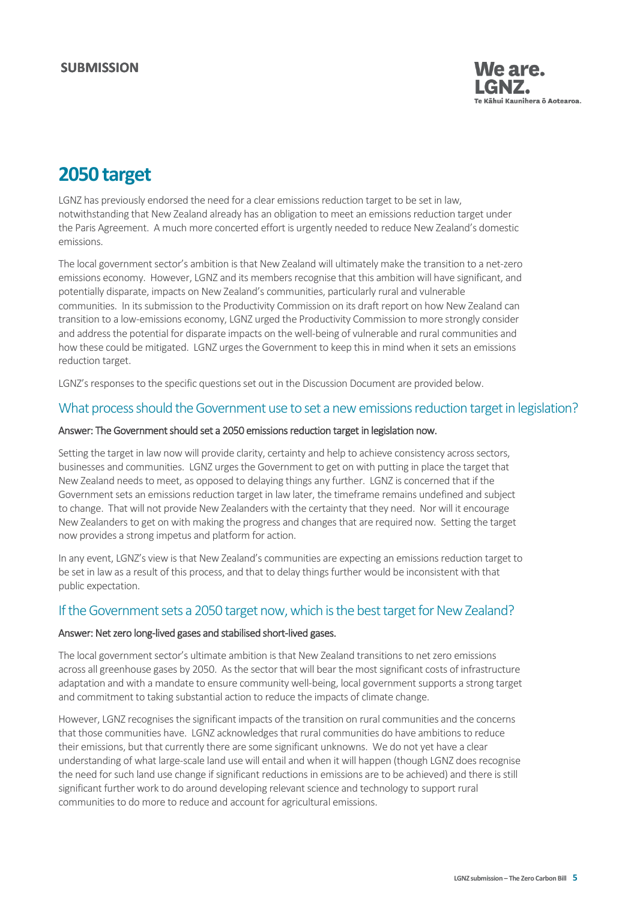# 2050 target

LGNZ has previously endorsed the need for a clear emissions reduction target to be set in law, notwithstanding that New Zealand already has an obligation to meet an emissions reduction target under the Paris Agreement. A much more concerted effort is urgently needed to reduce New Zealand's domestic emissions.

The local government sector's ambition is that New Zealand will ultimately make the transition to a net-zero emissions economy. However, LGNZ and its members recognise that this ambition will have significant, and potentially disparate, impacts on New Zealand's communities, particularly rural and vulnerable communities. In its submission to the Productivity Commission on its draft report on how New Zealand can transition to a low-emissions economy, LGNZ urged the Productivity Commission to more strongly consider and address the potential for disparate impacts on the well-being of vulnerable and rural communities and how these could be mitigated. LGNZ urges the Government to keep this in mind when it sets an emissions reduction target.

LGNZ's responses to the specific questions set out in the Discussion Document are provided below.

## What process should the Government use to set a new emissions reduction target in legislation?

**Answer: The Government should set a 2050 emissions reduction target in legislation now.**

Setting the target in law now will provide clarity, certainty and help to achieve consistency across sectors, businesses and communities. LGNZ urges the Government to get on with putting in place the target that New Zealand needs to meet, as opposed to delaying things any further. LGNZ is concerned that if the Government sets an emissions reduction target in law later, the timeframe remains undefined and subject to change. That will not provide New Zealanders with the certainty that they need. Nor will it encourage New Zealanders to get on with making the progress and changes that are required now. Setting the target now provides a strong impetus and platform for action.

In any event, LGNZ's view is that New Zealand's communities are expecting an emissions reduction target to be set in law as a result of this process, and that to delay things further would be inconsistent with that public expectation.

## If the Government sets a 2050 target now, which is the best target for New Zealand?

**Answer: Net zero long-lived gases and stabilised short-lived gases.**

The local government sector's ultimate ambition is that New Zealand transitions to net zero emissions across all greenhouse gases by 2050. As the sector that will bear the most significant costs of infrastructure adaptation and with a mandate to ensure community well-being, local government supports a strong target and commitment to taking substantial action to reduce the impacts of climate change.

However, LGNZ recognises the significant impacts of the transition on rural communities and the concerns that those communities have. LGNZ acknowledges that rural communities do have ambitions to reduce their emissions, but that currently there are some significant unknowns. We do not yet have a clear understanding of what large-scale land use will entail and when it will happen (though LGNZ does recognise the need for such land use change if significant reductions in emissions are to be achieved) and there is still significant further work to do around developing relevant science and technology to support rural communities to do more to reduce and account for agricultural emissions.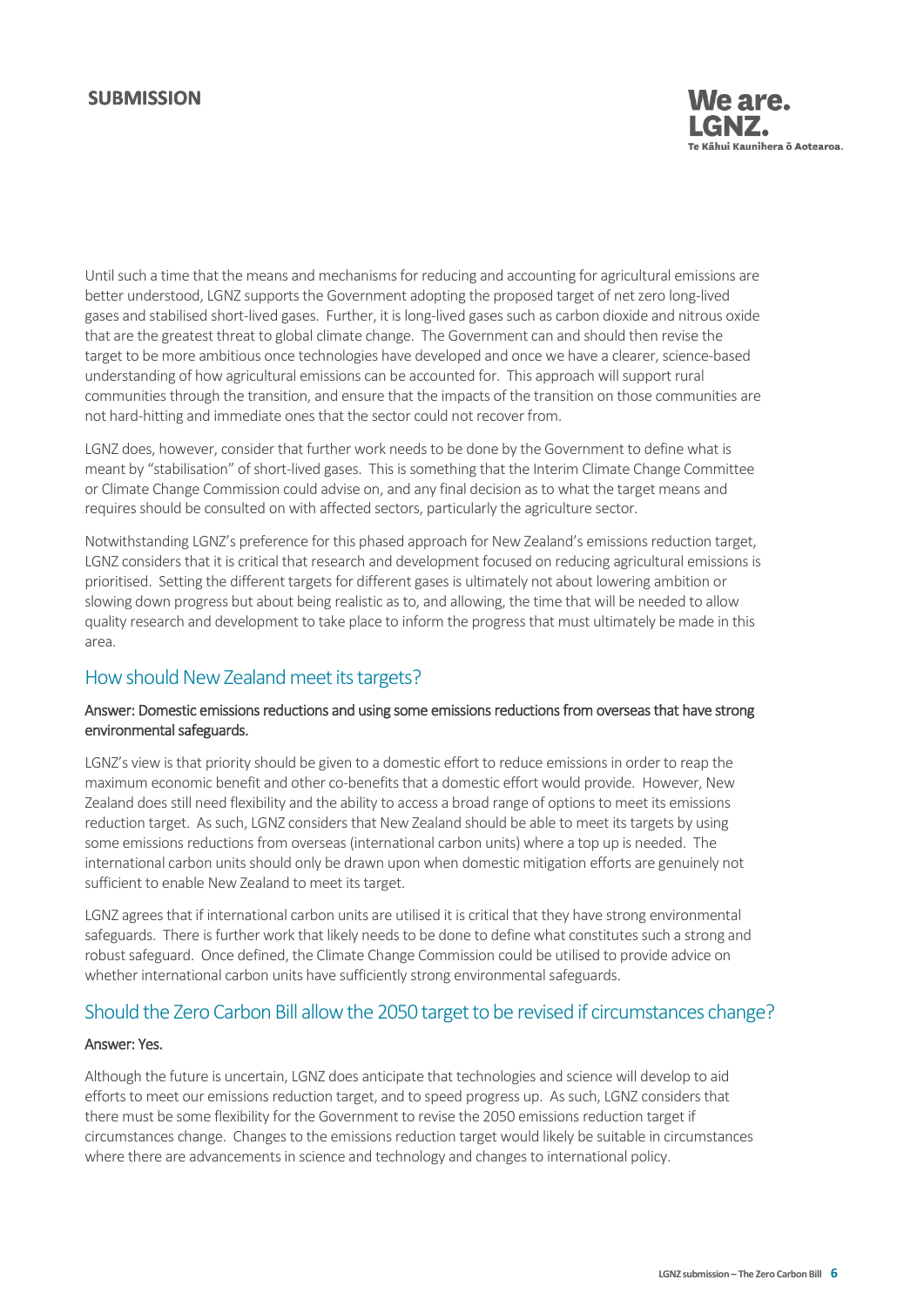Until such a time that the means and mechanisms for reducing and accounting for agricultural emissions are better understood, LGNZ supports the Government adopting the proposed target of net zero long-lived gases and stabilised short-lived gases. Further, it is long-lived gases such as carbon dioxide and nitrous oxide that are the greatest threat to global climate change. The Government can and should then revise the target to be more ambitious once technologies have developed and once we have a clearer, science-based understanding of how agricultural emissions can be accounted for. This approach will support rural communities through the transition, and ensure that the impacts of the transition on those communities are not hard-hitting and immediate ones that the sector could not recover from.

LGNZ does, however, consider that further work needs to be done by the Government to define what is meant by "stabilisation" of short-lived gases. This is something that the Interim Climate Change Committee or Climate Change Commission could advise on, and any final decision as to what the target means and requires should be consulted on with affected sectors, particularly the agriculture sector.

Notwithstanding LGNZ's preference for this phased approach for New Zealand's emissions reduction target, LGNZ considers that it is critical that research and development focused on reducing agricultural emissions is prioritised. Setting the different targets for different gases is ultimately not about lowering ambition or slowing down progress but about being realistic as to, and allowing, the time that will be needed to allow quality research and development to take place to inform the progress that must ultimately be made in this area.

## How should New Zealand meet its targets?

**Answer: Domestic emissions reductions and using some emissions reductions from overseas that have strong environmental safeguards.**

LGNZ's view is that priority should be given to a domestic effort to reduce emissions in order to reap the maximum economic benefit and other co-benefits that a domestic effort would provide. However, New Zealand does still need flexibility and the ability to access a broad range of options to meet its emissions reduction target. As such, LGNZ considers that New Zealand should be able to meet its targets by using some emissions reductions from overseas (international carbon units) where a top up is needed. The international carbon units should only be drawn upon when domestic mitigation efforts are genuinely not sufficient to enable New Zealand to meet its target.

LGNZ agrees that if international carbon units are utilised it is critical that they have strong environmental safeguards. There is further work that likely needs to be done to define what constitutes such a strong and robust safeguard. Once defined, the Climate Change Commission could be utilised to provide advice on whether international carbon units have sufficiently strong environmental safeguards.

## Should the Zero Carbon Bill allow the 2050 target to be revised if circumstances change?

**Answer: Yes.**

Although the future is uncertain, LGNZ does anticipate that technologies and science will develop to aid efforts to meet our emissions reduction target, and to speed progress up. As such, LGNZ considers that there must be some flexibility for the Government to revise the 2050 emissions reduction target if circumstances change. Changes to the emissions reduction target would likely be suitable in circumstances where there are advancements in science and technology and changes to international policy.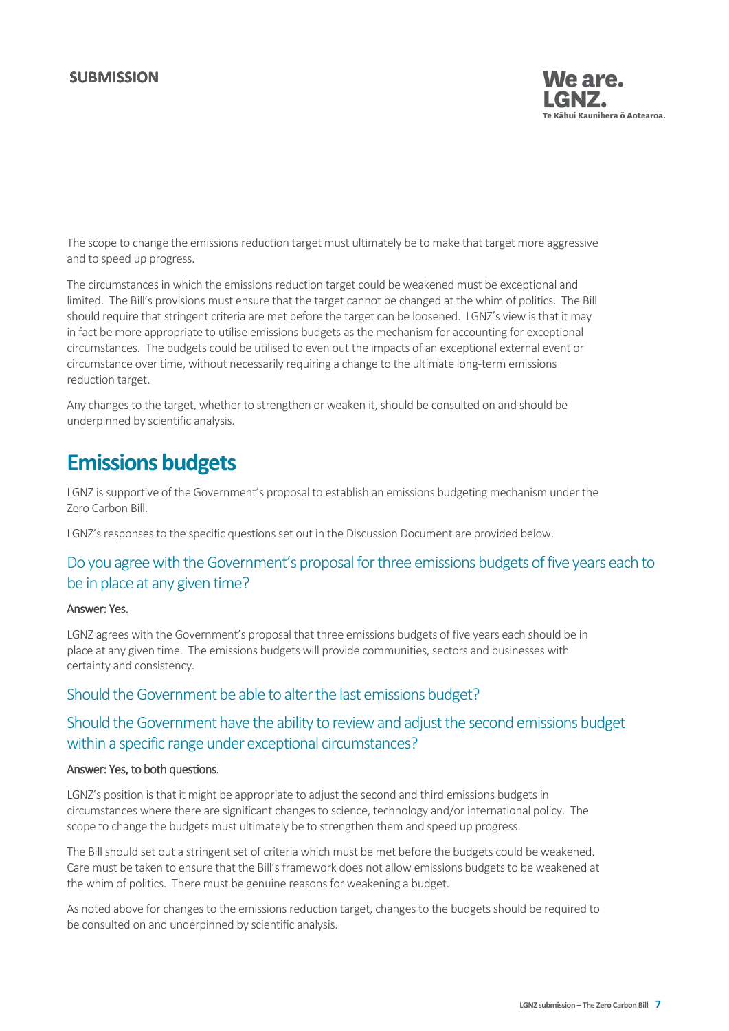The scope to change the emissions reduction target must ultimately be to make that target more aggressive and to speed up progress.

The circumstances in which the emissions reduction target could be weakened must be exceptional and limited. The Bill's provisions must ensure that the target cannot be changed at the whim of politics. The Bill should require that stringent criteria are met before the target can be loosened. LGNZ's view is that it may in fact be more appropriate to utilise emissions budgets as the mechanism for accounting for exceptional circumstances. The budgets could be utilised to even out the impacts of an exceptional external event or circumstance over time, without necessarily requiring a change to the ultimate long-term emissions reduction target.

Any changes to the target, whether to strengthen or weaken it, should be consulted on and should be underpinned by scientific analysis.

# Emissions budgets

LGNZ is supportive of the Government's proposal to establish an emissions budgeting mechanism under the Zero Carbon Bill.

LGNZ's responses to the specific questions set out in the Discussion Document are provided below.

## Do you agree with the Government's proposal for three emissions budgets of five years each to be in place at any given time?

**Answer: Yes.**

LGNZ agrees with the Government's proposal that three emissions budgets of five years each should be in place at any given time. The emissions budgets will provide communities, sectors and businesses with certainty and consistency.

## Should the Government be able to alter the last emissions budget?

## Should the Government have the ability to review and adjust the second emissions budget within a specific range under exceptional circumstances?

**Answer: Yes, to both questions.**

LGNZ's position is that it might be appropriate to adjust the second and third emissions budgets in circumstances where there are significant changes to science, technology and/or international policy. The scope to change the budgets must ultimately be to strengthen them and speed up progress.

The Bill should set out a stringent set of criteria which must be met before the budgets could be weakened. Care must be taken to ensure that the Bill's framework does not allow emissions budgets to be weakened at the whim of politics. There must be genuine reasons for weakening a budget.

As noted above for changes to the emissions reduction target, changes to the budgets should be required to be consulted on and underpinned by scientific analysis.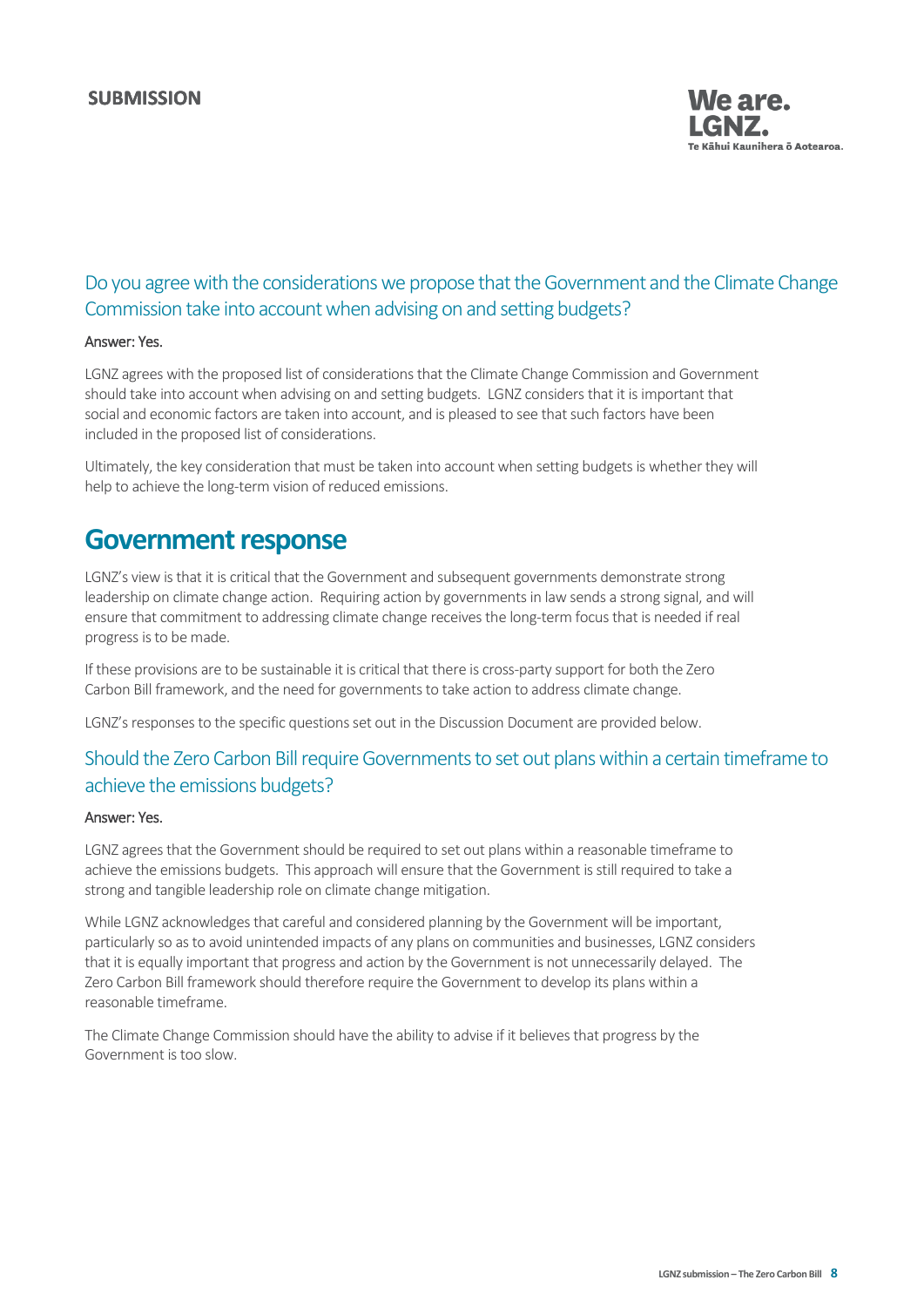### Do you agree with the considerations we propose that the Government and the Climate Change Commission take into account when advising on and setting budgets?

Answer: Yes.

LGNZ agrees with the proposed list of considerations that the Climate Change Commission and Government should take into account when advising on and setting budgets. LGNZ considers that it is important that social and economic factors are taken into account, and is pleased to see that such factors have been included in the proposed list of considerations.

Ultimately, the key consideration that must be taken into account when setting budgets is whether they will help to achieve the long-term vision of reduced emissions.

## Government response

LGNZ's view is that it is critical that the Government and subsequent governments demonstrate strong leadership on climate change action. Requiring action by governments in law sends a strong signal, and will ensure that commitment to addressing climate change receives the long-term focus that is needed if real progress is to be made.

If these provisions are to be sustainable it is critical that there is cross-party support for both the Zero Carbon Bill framework, and the need for governments to take action to address climate change.

LGNZ's responses to the specific questions set out in the Discussion Document are provided below.

### Should the Zero Carbon Bill require Governments to set out plans within a certain timeframe to achieve the emissions budgets?

Answer: Yes.

LGNZ agrees that the Government should be required to set out plans within a reasonable timeframe to achieve the emissions budgets. This approach will ensure that the Government is still required to take a strong and tangible leadership role on climate change mitigation.

While LGNZ acknowledges that careful and considered planning by the Government will be important, particularly so as to avoid unintended impacts of any plans on communities and businesses, LGNZ considers that it is equally important that progress and action by the Government is not unnecessarily delayed. The Zero Carbon Bill framework should therefore require the Government to develop its plans within a reasonable timeframe.

The Climate Change Commission should have the ability to advise if it believes that progress by the Government is too slow.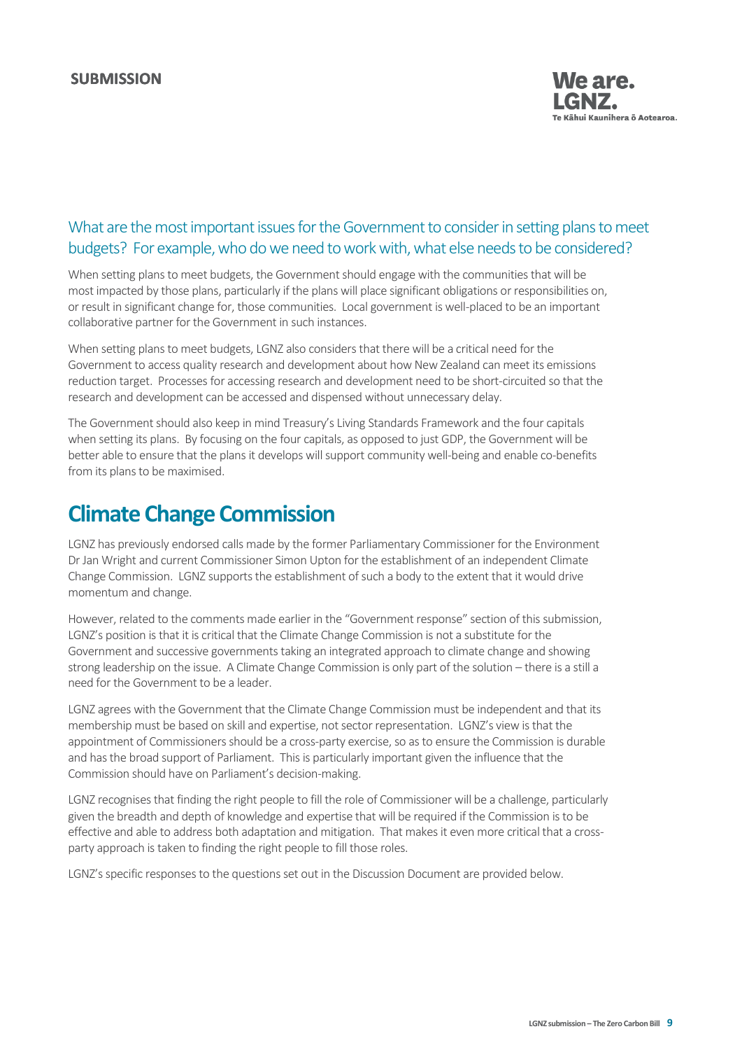### What are the most important issues for the Government to consider in setting plans to meet budgets? For example, who do we need to work with, what else needs to be considered?

When setting plans to meet budgets, the Government should engage with the communities that will be most impacted by those plans, particularly if the plans will place significant obligations or responsibilities on, or result in significant change for, those communities. Local government is well-placed to be an important collaborative partner for the Government in such instances.

When setting plans to meet budgets, LGNZ also considers that there will be a critical need for the Government to access quality research and development about how New Zealand can meet its emissions reduction target. Processes for accessing research and development need to be short-circuited so that the research and development can be accessed and dispensed without unnecessary delay.

The Government should also keep in mind Treasury's Living Standards Framework and the four capitals when setting its plans. By focusing on the four capitals, as opposed to just GDP, the Government will be better able to ensure that the plans it develops will support community well-being and enable co-benefits from its plans to be maximised.

## Climate Change Commission

LGNZ has previously endorsed calls made by the former Parliamentary Commissioner for the Environment Dr Jan Wright and current Commissioner Simon Upton for the establishment of an independent Climate Change Commission. LGNZ supports the establishment of such a body to the extent that it would drive momentum and change.

However, related to the comments made earlier in the "Government response" section of this submission, LGNZ's position is that it is critical that the Climate Change Commission is not a substitute for the Government and successive governments taking an integrated approach to climate change and showing strong leadership on the issue. A Climate Change Commission is only part of the solution – there is a still a need for the Government to be a leader.

LGNZ agrees with the Government that the Climate Change Commission must be independent and that its membership must be based on skill and expertise, not sector representation. LGNZ's view is that the appointment of Commissioners should be a cross-party exercise, so as to ensure the Commission is durable and has the broad support of Parliament. This is particularly important given the influence that the Commission should have on Parliament's decision-making.

LGNZ recognises that finding the right people to fill the role of Commissioner will be a challenge, particularly given the breadth and depth of knowledge and expertise that will be required if the Commission is to be effective and able to address both adaptation and mitigation. That makes it even more critical that a cross-party approach is taken to finding the right people to fill those roles.

LGNZ's specific responses to the questions set out in the Discussion Document are provided below.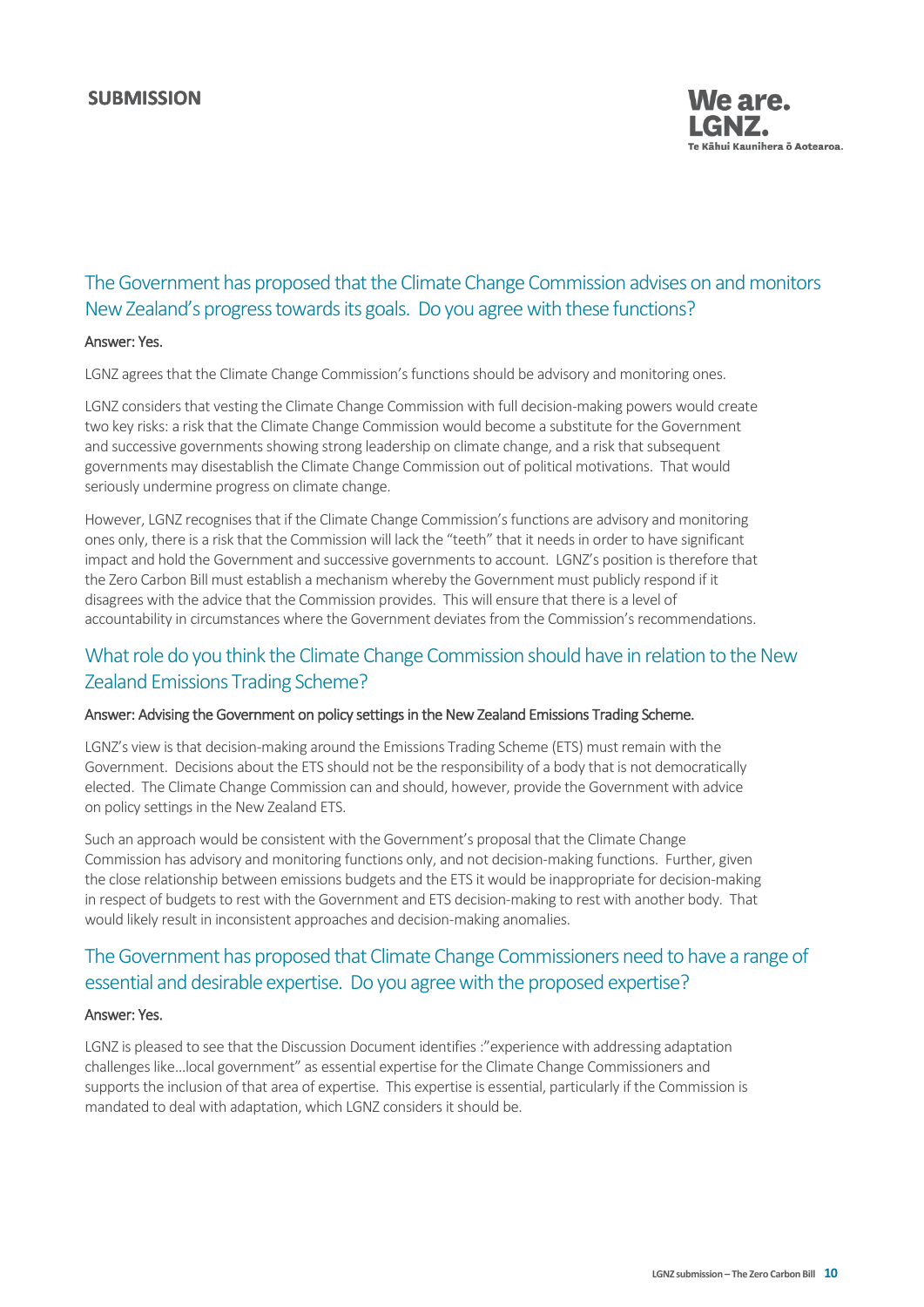## The Government has proposed that the Climate Change Commission advises on and monitors New Zealand's progress towards its goals. Do you agree with these functions?

Answer: Yes.

LGNZ agrees that the Climate Change Commission's functions should be advisory and monitoring ones.

LGNZ considers that vesting the Climate Change Commission with full decision-making powers would create two key risks: a risk that the Climate Change Commission would become a substitute for the Government and successive governments showing strong leadership on climate change, and a risk that subsequent governments may disestablish the Climate Change Commission out of political motivations. That would seriously undermine progress on climate change.

However, LGNZ recognises that if the Climate Change Commission's functions are advisory and monitoring ones only, there is a risk that the Commission will lack the "teeth" that it needs in order to have significant impact and hold the Government and successive governments to account. LGNZ's position is therefore that the Zero Carbon Bill must establish a mechanism whereby the Government must publicly respond if it disagrees with the advice that the Commission provides. This will ensure that there is a level of accountability in circumstances where the Government deviates from the Commission's recommendations.

## What role do you think the Climate Change Commission should have in relation to the New Zealand Emissions Trading Scheme?

Answer: Advising the Government on policy settings in the New Zealand Emissions Trading Scheme.

LGNZ's view is that decision-making around the Emissions Trading Scheme (ETS) must remain with the Government. Decisions about the ETS should not be the responsibility of a body that is not democratically elected. The Climate Change Commission can and should, however, provide the Government with advice on policy settings in the New Zealand ETS.

Such an approach would be consistent with the Government's proposal that the Climate Change Commission has advisory and monitoring functions only, and not decision-making functions. Further, given the close relationship between emissions budgets and the ETS it would be inappropriate for decision-making in respect of budgets to rest with the Government and ETS decision-making to rest with another body. That would likely result in inconsistent approaches and decision-making anomalies.

## The Government has proposed that Climate Change Commissioners need to have a range of essential and desirable expertise. Do you agree with the proposed expertise?

Answer: Yes.

LGNZ is pleased to see that the Discussion Document identifies :"experience with addressing adaptation challenges like…local government" as essential expertise for the Climate Change Commissioners and supports the inclusion of that area of expertise. This expertise is essential, particularly if the Commission is mandated to deal with adaptation, which LGNZ considers it should be.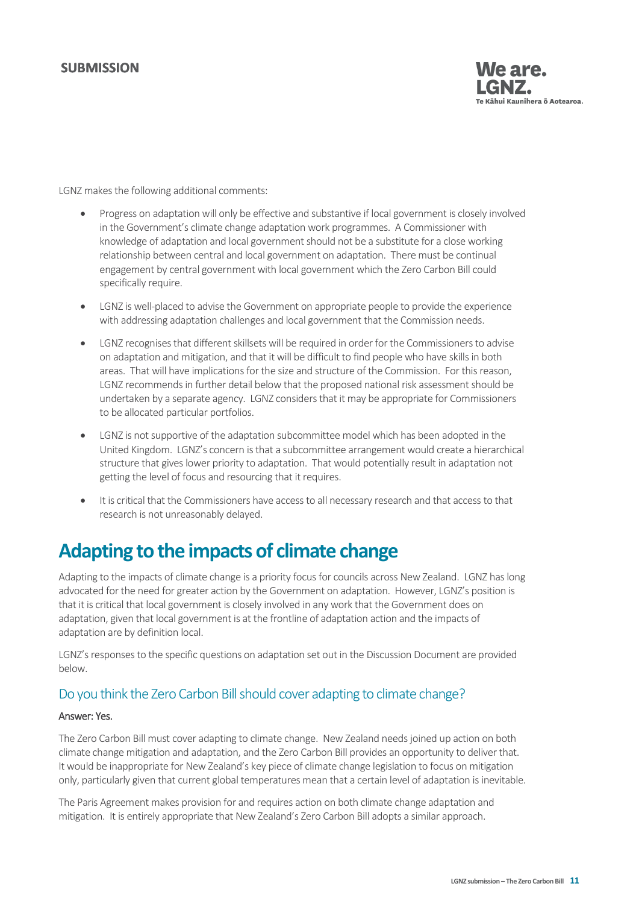LGNZ makes the following additional comments:

- Progress on adaptation will only be effective and substantive if local government is closely involved in the Government's climate change adaptation work programmes. A Commissioner with knowledge of adaptation and local government should not be a substitute for a close working relationship between central and local government on adaptation. There must be continual engagement by central government with local government which the Zero Carbon Bill could specifically require.
- LGNZ is well-placed to advise the Government on appropriate people to provide the experience with addressing adaptation challenges and local government that the Commission needs.
- LGNZ recognises that different skillsets will be required in order for the Commissioners to advise on adaptation and mitigation, and that it will be difficult to find people who have skills in both areas. That will have implications for the size and structure of the Commission. For this reason, LGNZ recommends in further detail below that the proposed national risk assessment should be undertaken by a separate agency. LGNZ considers that it may be appropriate for Commissioners to be allocated particular portfolios.
- LGNZ is not supportive of the adaptation subcommittee model which has been adopted in the United Kingdom. LGNZ's concern is that a subcommittee arrangement would create a hierarchical structure that gives lower priority to adaptation. That would potentially result in adaptation not getting the level of focus and resourcing that it requires.
- It is critical that the Commissioners have access to all necessary research and that access to that research is not unreasonably delayed.

# Adapting to the impacts of climate change

Adapting to the impacts of climate change is a priority focus for councils across New Zealand. LGNZ has long advocated for the need for greater action by the Government on adaptation. However, LGNZ's position is that it is critical that local government is closely involved in any work that the Government does on adaptation, given that local government is at the frontline of adaptation action and the impacts of adaptation are by definition local.

LGNZ's responses to the specific questions on adaptation set out in the Discussion Document are provided below.

## Do you think the Zero Carbon Bill should cover adapting to climate change?

**Answer: Yes.**

The Zero Carbon Bill must cover adapting to climate change. New Zealand needs joined up action on both climate change mitigation and adaptation, and the Zero Carbon Bill provides an opportunity to deliver that. It would be inappropriate for New Zealand's key piece of climate change legislation to focus on mitigation only, particularly given that current global temperatures mean that a certain level of adaptation is inevitable.

The Paris Agreement makes provision for and requires action on both climate change adaptation and mitigation. It is entirely appropriate that New Zealand's Zero Carbon Bill adopts a similar approach.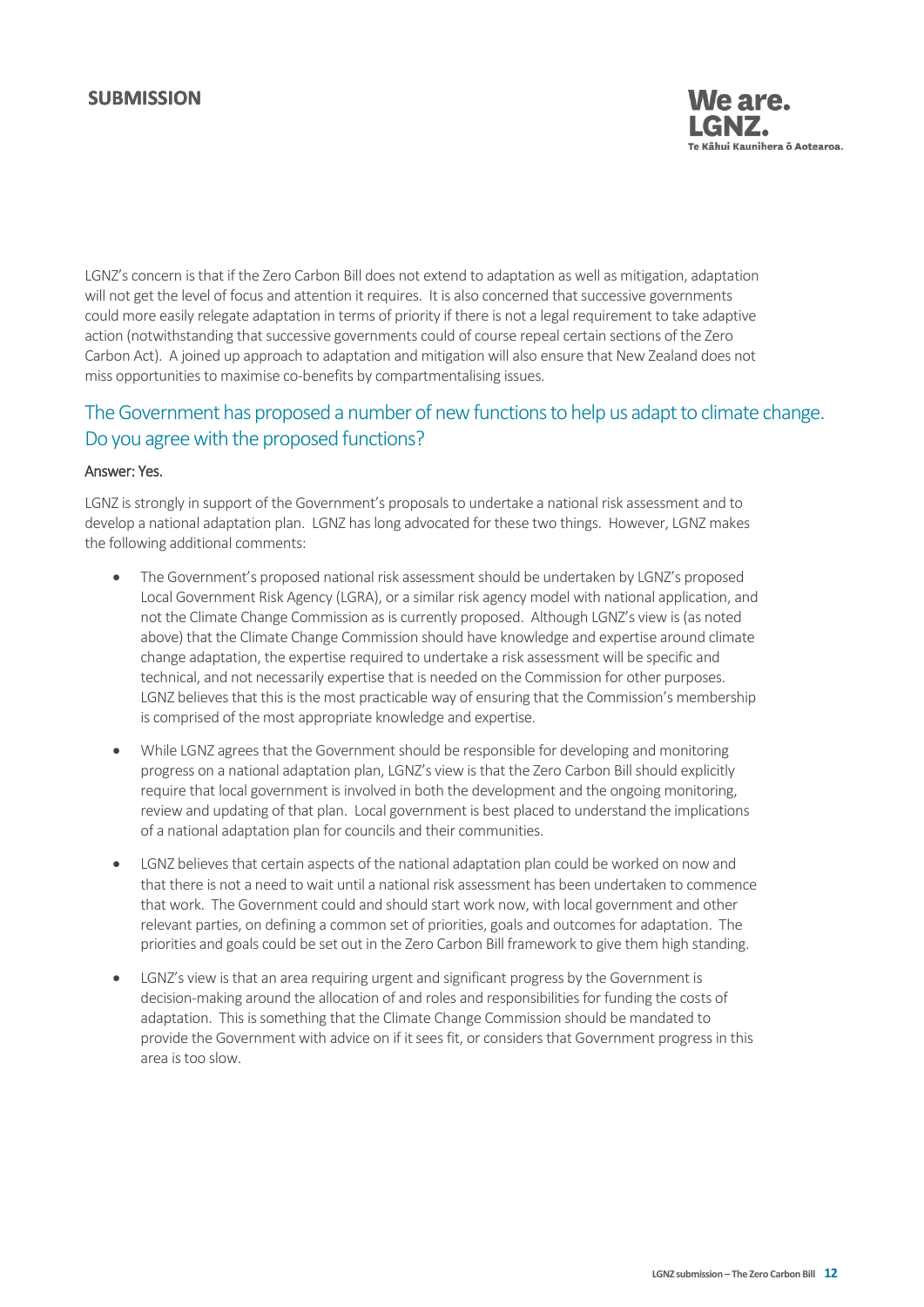LGNZ's concern is that if the Zero Carbon Bill does not extend to adaptation as well as mitigation, adaptation will not get the level of focus and attention it requires. It is also concerned that successive governments could more easily relegate adaptation in terms of priority if there is not a legal requirement to take adaptive action (notwithstanding that successive governments could of course repeal certain sections of the Zero Carbon Act). A joined up approach to adaptation and mitigation will also ensure that New Zealand does not miss opportunities to maximise co-benefits by compartmentalising issues.

## The Government has proposed a number of new functions to help us adapt to climate change. Do you agree with the proposed functions?

**Answer: Yes.**

LGNZ is strongly in support of the Government's proposals to undertake a national risk assessment and to develop a national adaptation plan. LGNZ has long advocated for these two things. However, LGNZ makes the following additional comments:

- The Government's proposed national risk assessment should be undertaken by LGNZ's proposed Local Government Risk Agency (LGRA), or a similar risk agency model with national application, and not the Climate Change Commission as is currently proposed. Although LGNZ's view is (as noted above) that the Climate Change Commission should have knowledge and expertise around climate change adaptation, the expertise required to undertake a risk assessment will be specific and technical, and not necessarily expertise that is needed on the Commission for other purposes. LGNZ believes that this is the most practicable way of ensuring that the Commission's membership is comprised of the most appropriate knowledge and expertise.

- While LGNZ agrees that the Government should be responsible for developing and monitoring progress on a national adaptation plan, LGNZ's view is that the Zero Carbon Bill should explicitly require that local government is involved in both the development and the ongoing monitoring, review and updating of that plan. Local government is best placed to understand the implications of a national adaptation plan for councils and their communities.

- LGNZ believes that certain aspects of the national adaptation plan could be worked on now and that there is not a need to wait until a national risk assessment has been undertaken to commence that work. The Government could and should start work now, with local government and other relevant parties, on defining a common set of priorities, goals and outcomes for adaptation. The priorities and goals could be set out in the Zero Carbon Bill framework to give them high standing.

- LGNZ's view is that an area requiring urgent and significant progress by the Government is decision-making around the allocation of and roles and responsibilities for funding the costs of adaptation. This is something that the Climate Change Commission should be mandated to provide the Government with advice on if it sees fit, or considers that Government progress in this area is too slow.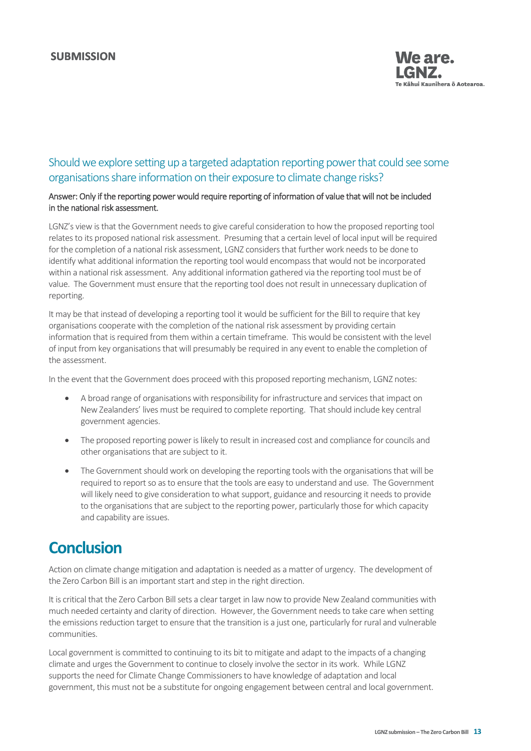## Should we explore setting up a targeted adaptation reporting power that could see some organisations share information on their exposure to climate change risks?

**Answer: Only if the reporting power would require reporting of information of value that will not be included in the national risk assessment.**

LGNZ's view is that the Government needs to give careful consideration to how the proposed reporting tool relates to its proposed national risk assessment. Presuming that a certain level of local input will be required for the completion of a national risk assessment, LGNZ considers that further work needs to be done to identify what additional information the reporting tool would encompass that would not be incorporated within a national risk assessment. Any additional information gathered via the reporting tool must be of value. The Government must ensure that the reporting tool does not result in unnecessary duplication of reporting.

It may be that instead of developing a reporting tool it would be sufficient for the Bill to require that key organisations cooperate with the completion of the national risk assessment by providing certain information that is required from them within a certain timeframe. This would be consistent with the level of input from key organisations that will presumably be required in any event to enable the completion of the assessment.

In the event that the Government does proceed with this proposed reporting mechanism, LGNZ notes:

- A broad range of organisations with responsibility for infrastructure and services that impact on New Zealanders' lives must be required to complete reporting. That should include key central government agencies.
- The proposed reporting power is likely to result in increased cost and compliance for councils and other organisations that are subject to it.
- The Government should work on developing the reporting tools with the organisations that will be required to report so as to ensure that the tools are easy to understand and use. The Government will likely need to give consideration to what support, guidance and resourcing it needs to provide to the organisations that are subject to the reporting power, particularly those for which capacity and capability are issues.

# Conclusion

Action on climate change mitigation and adaptation is needed as a matter of urgency. The development of the Zero Carbon Bill is an important start and step in the right direction.

It is critical that the Zero Carbon Bill sets a clear target in law now to provide New Zealand communities with much needed certainty and clarity of direction. However, the Government needs to take care when setting the emissions reduction target to ensure that the transition is a just one, particularly for rural and vulnerable communities.

Local government is committed to continuing to its bit to mitigate and adapt to the impacts of a changing climate and urges the Government to continue to closely involve the sector in its work. While LGNZ supports the need for Climate Change Commissioners to have knowledge of adaptation and local government, this must not be a substitute for ongoing engagement between central and local government.